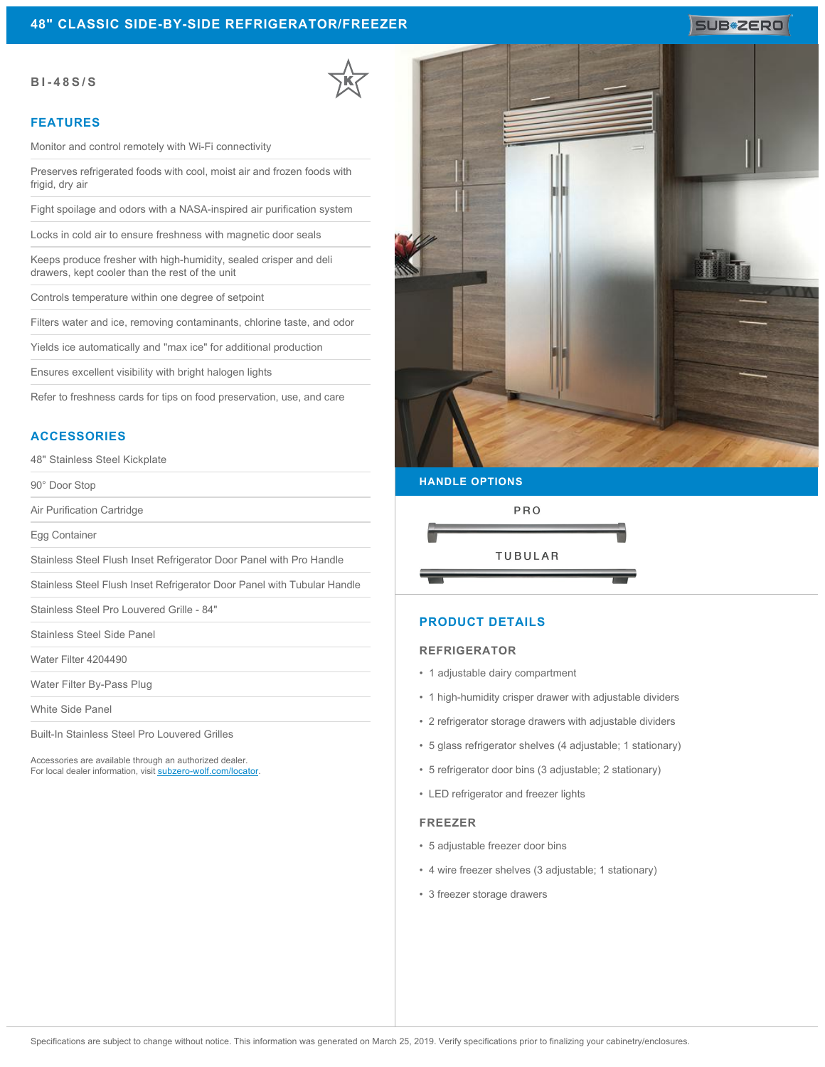# 48" CLASSIC SIDE-BY-SIDE REFRIGERATOR/FREEZER

**BI-48S/S**

## FEATURES

- Monitor and control remotely with Wi-Fi connectivity
- Preserves refrigerated foods with cool, moist air and frozen foods with frigid, dry air
- Fight spoilage and odors with a NASA-inspired air purification system
- Locks in cold air to ensure freshness with magnetic door seals
- Keeps produce fresher with high-humidity, sealed crisper and deli drawers, kept cooler than the rest of the unit
- Controls temperature within one degree of setpoint
- Filters water and ice, removing contaminants, chlorine taste, and odor
- Yields ice automatically and "max ice" for additional production
- Ensures excellent visibility with bright halogen lights
- Refer to freshness cards for tips on food preservation, use, and care

## ACCESSORIES

- 48" Stainless Steel Kickplate
- 90° Door Stop
- Air Purification Cartridge
- Egg Container
- Stainless Steel Flush Inset Refrigerator Door Panel with Pro Handle
- Stainless Steel Flush Inset Refrigerator Door Panel with Tubular Handle
- Stainless Steel Pro Louvered Grille - 84"
- Stainless Steel Side Panel
- Water Filter 4204490
- Water Filter By-Pass Plug
- White Side Panel
- Built-In Stainless Steel Pro Louvered Grilles

Accessories are available through an authorized dealer.
For local dealer information, visit subzero-wolf.com/locator.

## HANDLE OPTIONS

PRO

TUBULAR

## PRODUCT DETAILS

### REFRIGERATOR

- 1 adjustable dairy compartment
- 1 high-humidity crisper drawer with adjustable dividers
- 2 refrigerator storage drawers with adjustable dividers
- 5 glass refrigerator shelves (4 adjustable; 1 stationary)
- 5 refrigerator door bins (3 adjustable; 2 stationary)
- LED refrigerator and freezer lights

### FREEZER

- 5 adjustable freezer door bins
- 4 wire freezer shelves (3 adjustable; 1 stationary)
- 3 freezer storage drawers

Specifications are subject to change without notice. This information was generated on March 25, 2019. Verify specifications prior to finalizing your cabinetry/enclosures.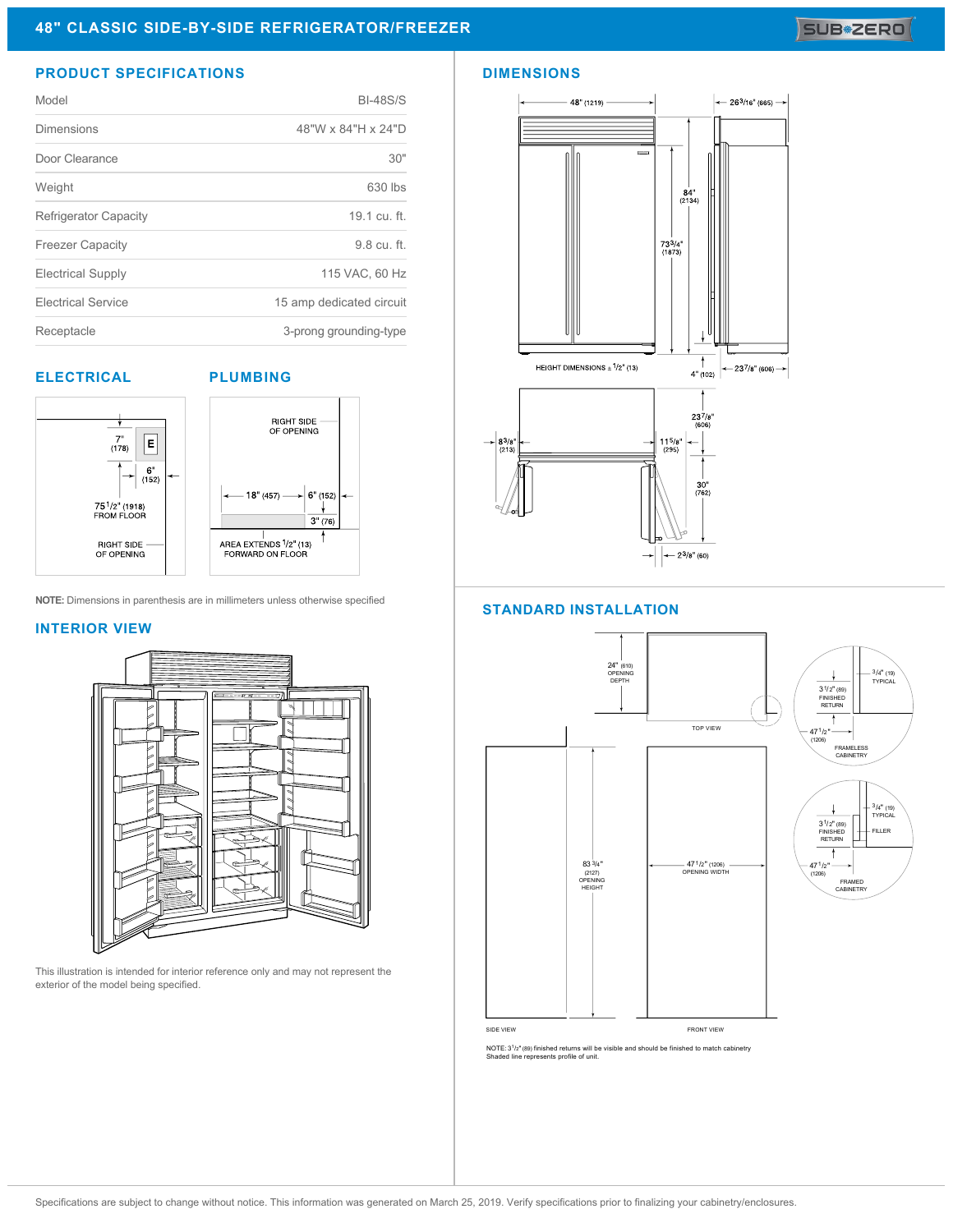# 48" CLASSIC SIDE-BY-SIDE REFRIGERATOR/FREEZER

## PRODUCT SPECIFICATIONS

| | |
|---|---|
| Model | BI-48S/S |
| Dimensions | 48"W x 84"H x 24"D |
| Door Clearance | 30" |
| Weight | 630 lbs |
| Refrigerator Capacity | 19.1 cu. ft. |
| Freezer Capacity | 9.8 cu. ft. |
| Electrical Supply | 115 VAC, 60 Hz |
| Electrical Service | 15 amp dedicated circuit |
| Receptacle | 3-prong grounding-type |

## ELECTRICAL

7" (178)

E

6" (152)

75 1/2" (1918) FROM FLOOR

RIGHT SIDE OF OPENING

## PLUMBING

RIGHT SIDE OF OPENING

18" (457)

6" (152)

3" (76)

AREA EXTENDS 1/2" (13) FORWARD ON FLOOR

**NOTE:** Dimensions in parenthesis are in millimeters unless otherwise specified

## INTERIOR VIEW

This illustration is intended for interior reference only and may not represent the exterior of the model being specified.

## DIMENSIONS

48" (1219)

26 3/16" (665)

84" (2134)

73 3/4" (1873)

HEIGHT DIMENSIONS ± 1/2" (13)

4" (102)

23 7/8" (606)

23 7/8" (606)

8 3/8" (213)

11 5/8" (295)

30" (762)

2 3/8" (60)

## STANDARD INSTALLATION

24" (610) OPENING DEPTH

TOP VIEW

3/4" (19) TYPICAL

3 1/2" (89) FINISHED RETURN

47 1/2" (1206)

FRAMELESS CABINETRY

83 3/4" (2127) OPENING HEIGHT

47 1/2" (1206) OPENING WIDTH

3/4" (19) TYPICAL

3 1/2" (89) FINISHED RETURN

FILLER

47 1/2" (1206)

FRAMED CABINETRY

SIDE VIEW

FRONT VIEW

NOTE: 3 1/2" (89) finished returns will be visible and should be finished to match cabinetry
Shaded line represents profile of unit.

Specifications are subject to change without notice. This information was generated on March 25, 2019. Verify specifications prior to finalizing your cabinetry/enclosures.